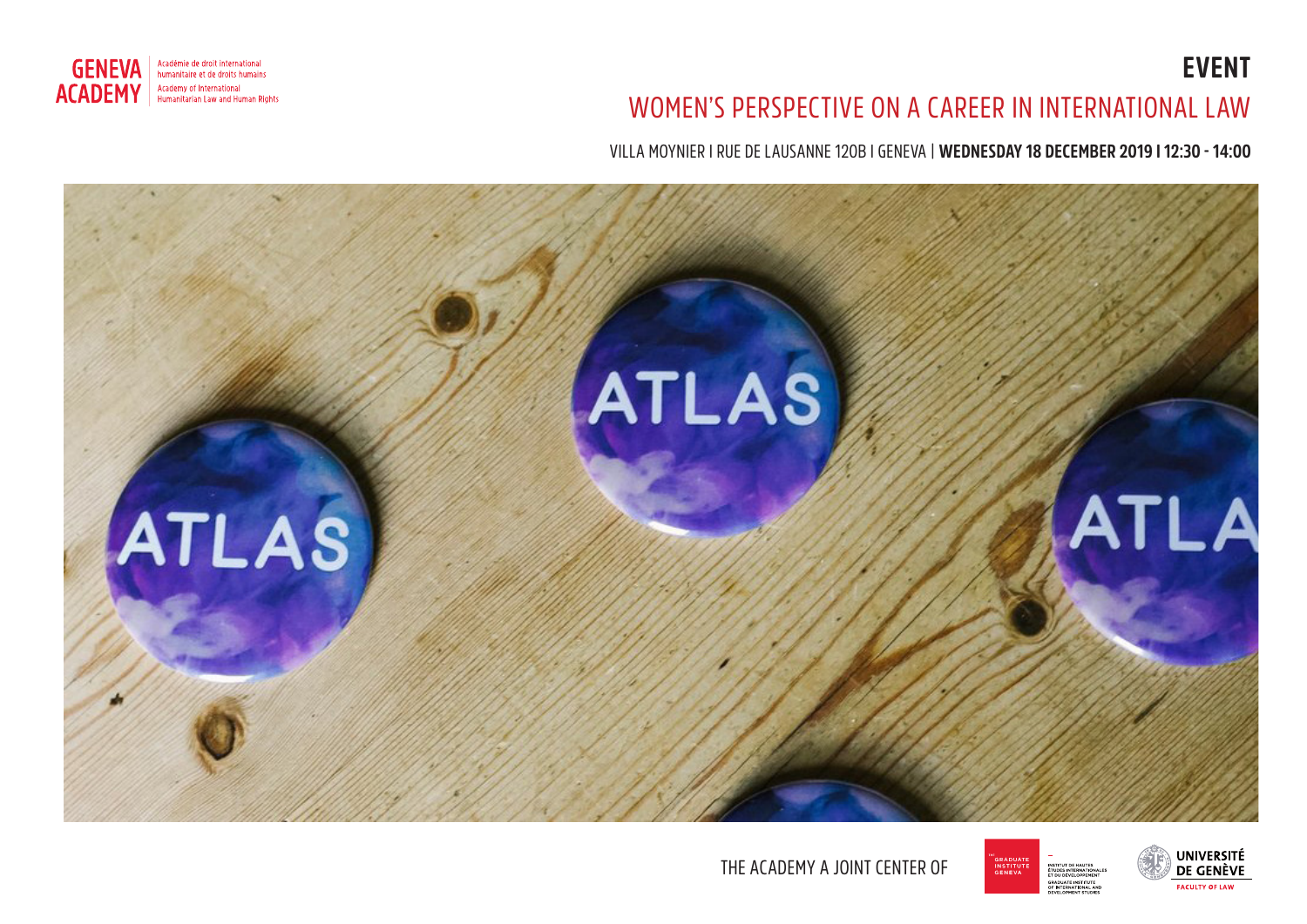GENEVA ACADEMY

Académie de droit international humanitaire et de droits humains

Academy of International Humanitarian Law and Human Rights

# EVENT

## WOMEN'S PERSPECTIVE ON A CAREER IN INTERNATIONAL LAW

VILLA MOYNIER I RUE DE LAUSANNE 120B I GENEVA | **WEDNESDAY 18 DECEMBER 2019 I 12:30 - 14:00**

THE ACADEMY A JOINT CENTER OF

GRADUATE INSTITUTE GENEVA — INSTITUT DE HAUTES ÉTUDES INTERNATIONALES ET DU DÉVELOPPEMENT / GRADUATE INSTITUTE OF INTERNATIONAL AND DEVELOPMENT STUDIES

UNIVERSITÉ DE GENÈVE — FACULTY OF LAW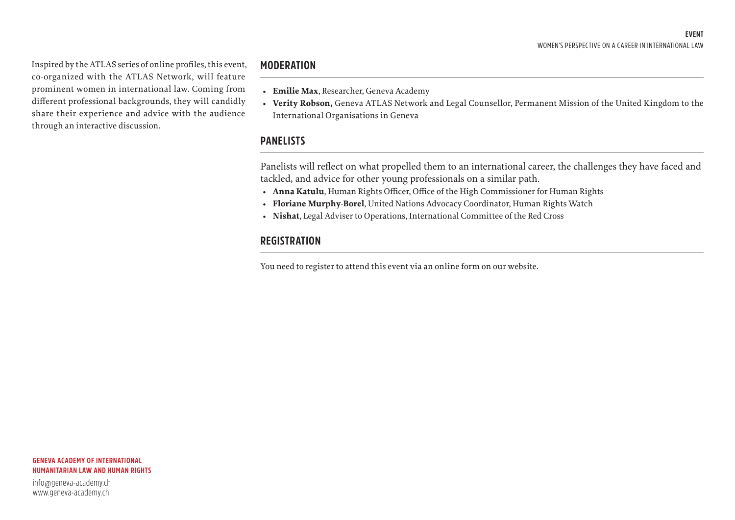Inspired by the ATLAS series of online profiles, this event, co-organized with the ATLAS Network, will feature prominent women in international law. Coming from different professional backgrounds, they will candidly share their experience and advice with the audience through an interactive discussion.

## MODERATION

- **Emilie Max**, Researcher, Geneva Academy
- **Verity Robson,** Geneva ATLAS Network and Legal Counsellor, Permanent Mission of the United Kingdom to the International Organisations in Geneva

## PANELISTS

Panelists will reflect on what propelled them to an international career, the challenges they have faced and tackled, and advice for other young professionals on a similar path.

- **Anna Katulu**, Human Rights Officer, Office of the High Commissioner for Human Rights
- **Floriane Murphy-Borel**, United Nations Advocacy Coordinator, Human Rights Watch
- **Nishat**, Legal Adviser to Operations, International Committee of the Red Cross

## REGISTRATION

You need to register to attend this event via an online form on our website.

**GENEVA ACADEMY OF INTERNATIONAL HUMANITARIAN LAW AND HUMAN RIGHTS**

info@geneva-academy.ch
www.geneva-academy.ch